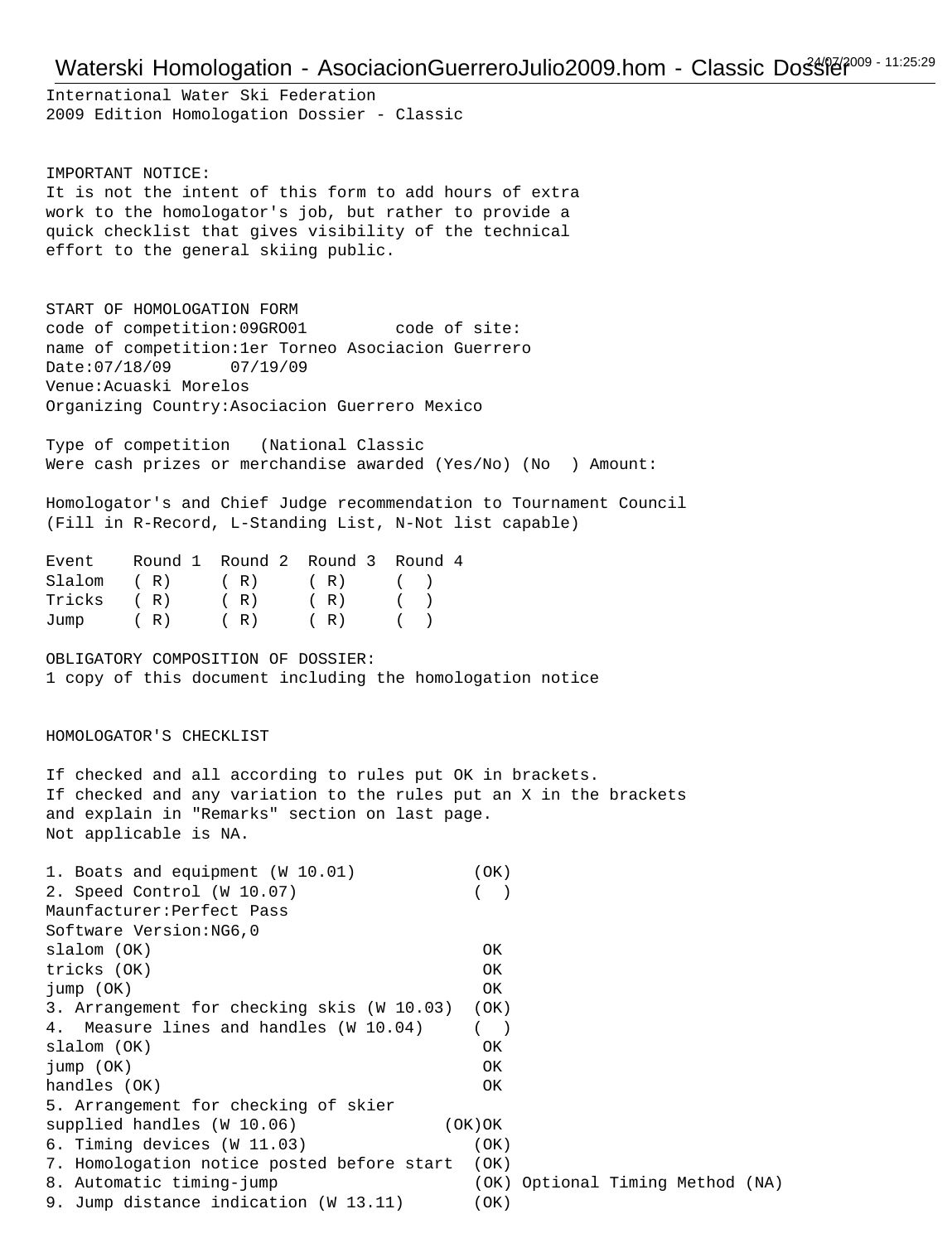International Water Ski Federation
2009 Edition Homologation Dossier - Classic

IMPORTANT NOTICE:
It is not the intent of this form to add hours of extra work to the homologator's job, but rather to provide a quick checklist that gives visibility of the technical effort to the general skiing public.

START OF HOMOLOGATION FORM
code of competition:09GRO01 code of site:
name of competition:1er Torneo Asociacion Guerrero
Date:07/18/09 07/19/09
Venue:Acuaski Morelos
Organizing Country:Asociacion Guerrero Mexico

Type of competition (National Classic
Were cash prizes or merchandise awarded (Yes/No) (No ) Amount:

Homologator's and Chief Judge recommendation to Tournament Council
(Fill in R-Record, L-Standing List, N-Not list capable)

| Event | Round 1 | Round 2 | Round 3 | Round 4 |
|---|---|---|---|---|
| Slalom | ( R) | ( R) | ( R) | ( ) |
| Tricks | ( R) | ( R) | ( R) | ( ) |
| Jump | ( R) | ( R) | ( R) | ( ) |

OBLIGATORY COMPOSITION OF DOSSIER:
1 copy of this document including the homologation notice

HOMOLOGATOR'S CHECKLIST

If checked and all according to rules put OK in brackets.
If checked and any variation to the rules put an X in the brackets and explain in "Remarks" section on last page.
Not applicable is NA.

```
1. Boats and equipment (W 10.01)            (OK)
2. Speed Control (W 10.07)                  (  )
Maunfacturer:Perfect Pass
Software Version:NG6,0
slalom (OK)                                  OK
tricks (OK)                                  OK
jump (OK)                                    OK
3. Arrangement for checking skis (W 10.03)  (OK)
4.  Measure lines and handles (W 10.04)     (  )
slalom (OK)                                  OK
jump (OK)                                    OK
handles (OK)                                 OK
5. Arrangement for checking of skier
supplied handles (W 10.06)               (OK)OK
6. Timing devices (W 11.03)                 (OK)
7. Homologation notice posted before start  (OK)
8. Automatic timing-jump                    (OK) Optional Timing Method (NA)
9. Jump distance indication (W 13.11)       (OK)
```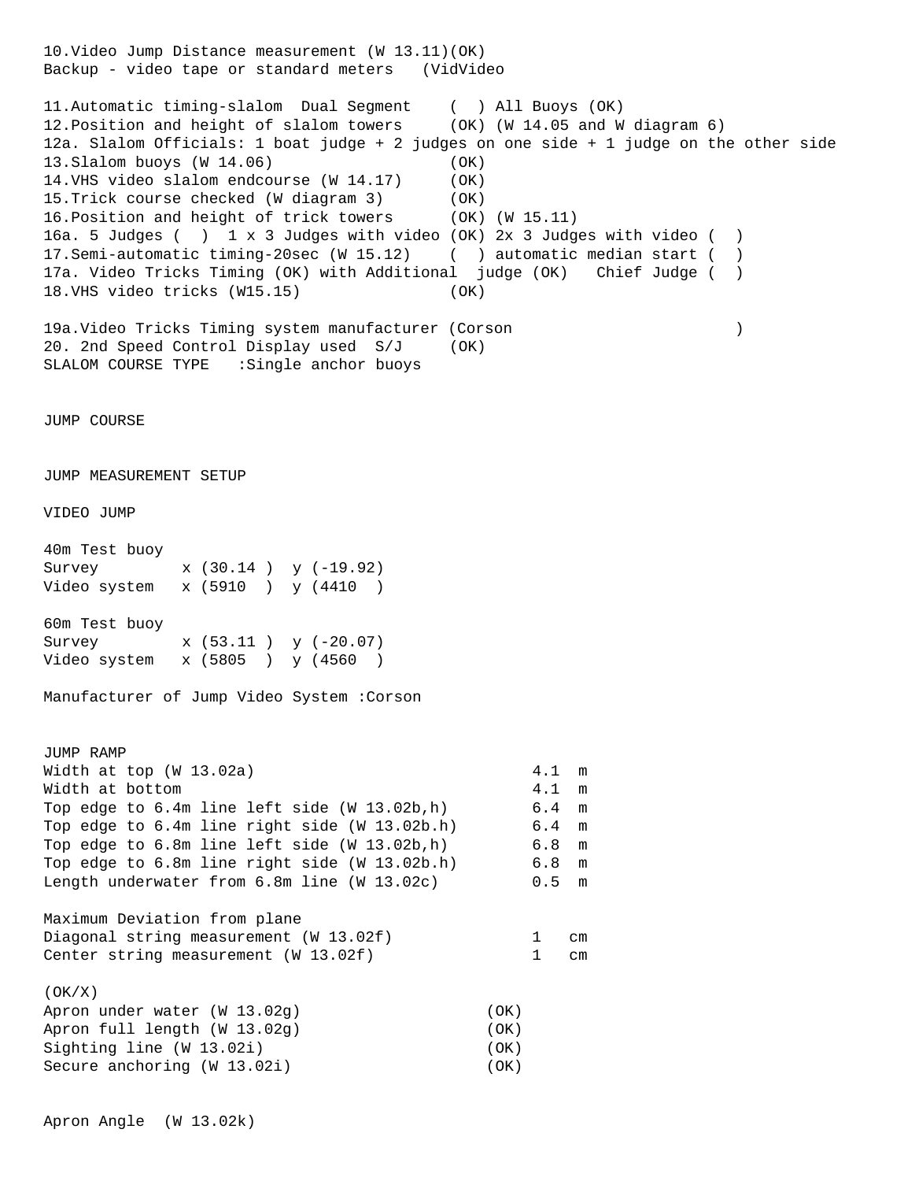10.Video Jump Distance measurement (W 13.11)(OK)
Backup - video tape or standard meters (VidVideo

11.Automatic timing-slalom Dual Segment ( ) All Buoys (OK)
12.Position and height of slalom towers (OK) (W 14.05 and W diagram 6)
12a. Slalom Officials: 1 boat judge + 2 judges on one side + 1 judge on the other side
13.Slalom buoys (W 14.06) (OK)
14.VHS video slalom endcourse (W 14.17) (OK)
15.Trick course checked (W diagram 3) (OK)
16.Position and height of trick towers (OK) (W 15.11)
16a. 5 Judges ( ) 1 x 3 Judges with video (OK) 2x 3 Judges with video ( )
17.Semi-automatic timing-20sec (W 15.12) ( ) automatic median start ( )
17a. Video Tricks Timing (OK) with Additional judge (OK) Chief Judge ( )
18.VHS video tricks (W15.15) (OK)

19a.Video Tricks Timing system manufacturer (Corson )
20. 2nd Speed Control Display used S/J (OK)
SLALOM COURSE TYPE :Single anchor buoys

JUMP COURSE

JUMP MEASUREMENT SETUP

VIDEO JUMP

40m Test buoy
Survey x (30.14 ) y (-19.92)
Video system x (5910 ) y (4410 )

60m Test buoy
Survey x (53.11 ) y (-20.07)
Video system x (5805 ) y (4560 )

Manufacturer of Jump Video System :Corson

JUMP RAMP

| | | |
|---|---|---|
| Width at top (W 13.02a) | 4.1 | m |
| Width at bottom | 4.1 | m |
| Top edge to 6.4m line left side (W 13.02b,h) | 6.4 | m |
| Top edge to 6.4m line right side (W 13.02b.h) | 6.4 | m |
| Top edge to 6.8m line left side (W 13.02b,h) | 6.8 | m |
| Top edge to 6.8m line right side (W 13.02b.h) | 6.8 | m |
| Length underwater from 6.8m line (W 13.02c) | 0.5 | m |

Maximum Deviation from plane

| | | |
|---|---|---|
| Diagonal string measurement (W 13.02f) | 1 | cm |
| Center string measurement (W 13.02f) | 1 | cm |

(OK/X)

| | |
|---|---|
| Apron under water (W 13.02g) | (OK) |
| Apron full length (W 13.02g) | (OK) |
| Sighting line (W 13.02i) | (OK) |
| Secure anchoring (W 13.02i) | (OK) |

Apron Angle (W 13.02k)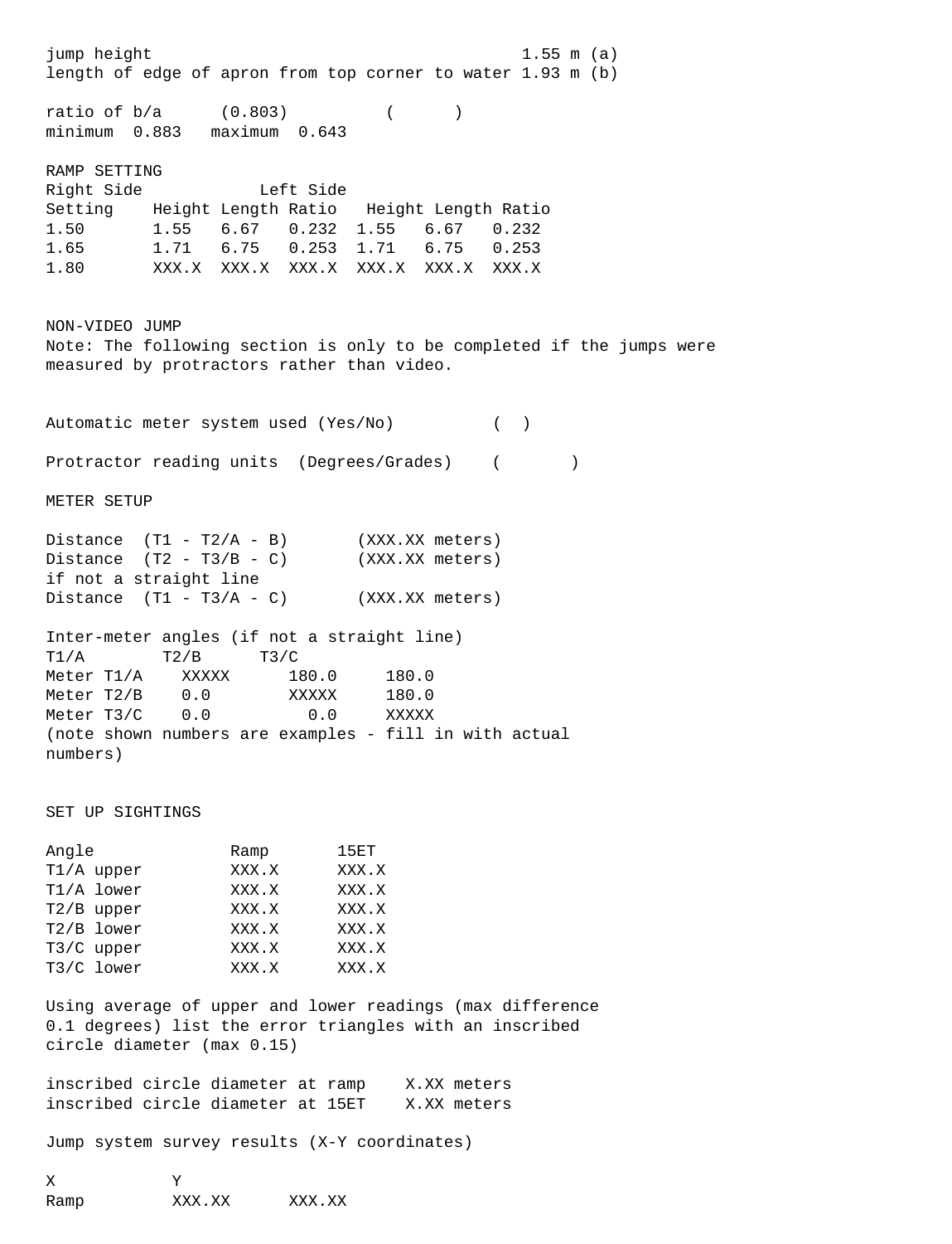jump height 1.55 m (a)
length of edge of apron from top corner to water 1.93 m (b)

ratio of b/a (0.803) (      )
minimum 0.883 maximum 0.643

RAMP SETTING

| Right Side | | | | Left Side | | |
|---|---|---|---|---|---|---|
| Setting | Height | Length | Ratio | Height | Length | Ratio |
| 1.50 | 1.55 | 6.67 | 0.232 | 1.55 | 6.67 | 0.232 |
| 1.65 | 1.71 | 6.75 | 0.253 | 1.71 | 6.75 | 0.253 |
| 1.80 | XXX.X | XXX.X | XXX.X | XXX.X | XXX.X | XXX.X |

NON-VIDEO JUMP

Note: The following section is only to be completed if the jumps were measured by protractors rather than video.

Automatic meter system used (Yes/No) (  )

Protractor reading units (Degrees/Grades) (       )

METER SETUP

Distance (T1 - T2/A - B) (XXX.XX meters)
Distance (T2 - T3/B - C) (XXX.XX meters)
if not a straight line
Distance (T1 - T3/A - C) (XXX.XX meters)

Inter-meter angles (if not a straight line)

| | T1/A | T2/B | T3/C |
|---|---|---|---|
| Meter T1/A | XXXXX | 180.0 | 180.0 |
| Meter T2/B | 0.0 | XXXXX | 180.0 |
| Meter T3/C | 0.0 | 0.0 | XXXXX |

(note shown numbers are examples - fill in with actual numbers)

SET UP SIGHTINGS

| Angle | Ramp | 15ET |
|---|---|---|
| T1/A upper | XXX.X | XXX.X |
| T1/A lower | XXX.X | XXX.X |
| T2/B upper | XXX.X | XXX.X |
| T2/B lower | XXX.X | XXX.X |
| T3/C upper | XXX.X | XXX.X |
| T3/C lower | XXX.X | XXX.X |

Using average of upper and lower readings (max difference 0.1 degrees) list the error triangles with an inscribed circle diameter (max 0.15)

inscribed circle diameter at ramp X.XX meters
inscribed circle diameter at 15ET X.XX meters

Jump system survey results (X-Y coordinates)

| X | Y | |
|---|---|---|
| Ramp | XXX.XX | XXX.XX |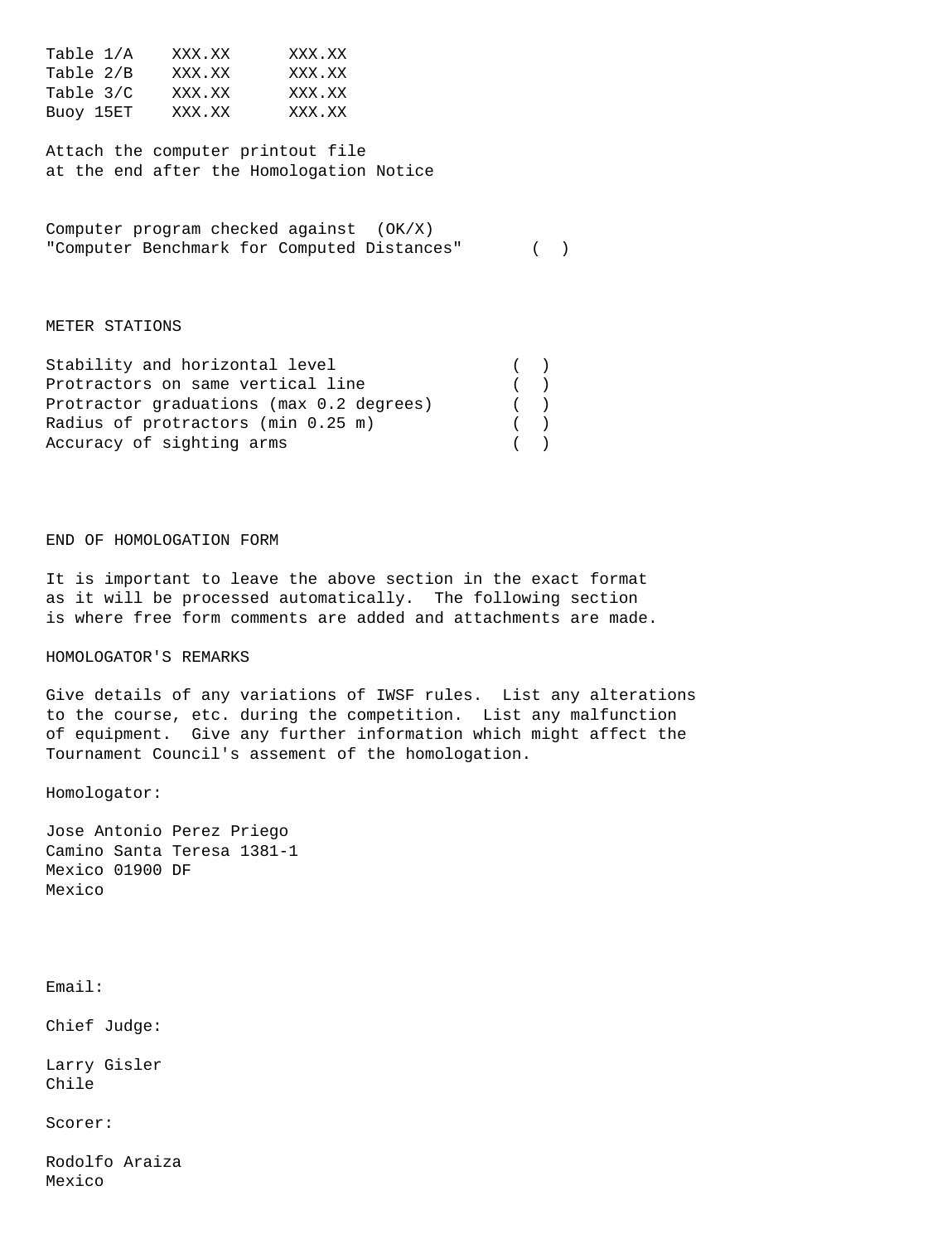| | | |
|---|---|---|
| Table 1/A | XXX.XX | XXX.XX |
| Table 2/B | XXX.XX | XXX.XX |
| Table 3/C | XXX.XX | XXX.XX |
| Buoy 15ET | XXX.XX | XXX.XX |

Attach the computer printout file
at the end after the Homologation Notice

Computer program checked against (OK/X)
"Computer Benchmark for Computed Distances" ( )

## METER STATIONS

| | |
|---|---|
| Stability and horizontal level | ( ) |
| Protractors on same vertical line | ( ) |
| Protractor graduations (max 0.2 degrees) | ( ) |
| Radius of protractors (min 0.25 m) | ( ) |
| Accuracy of sighting arms | ( ) |

## END OF HOMOLOGATION FORM

It is important to leave the above section in the exact format
as it will be processed automatically. The following section
is where free form comments are added and attachments are made.

## HOMOLOGATOR'S REMARKS

Give details of any variations of IWSF rules. List any alterations
to the course, etc. during the competition. List any malfunction
of equipment. Give any further information which might affect the
Tournament Council's assement of the homologation.

Homologator:

Jose Antonio Perez Priego
Camino Santa Teresa 1381-1
Mexico 01900 DF
Mexico

Email:

Chief Judge:

Larry Gisler
Chile

Scorer:

Rodolfo Araiza
Mexico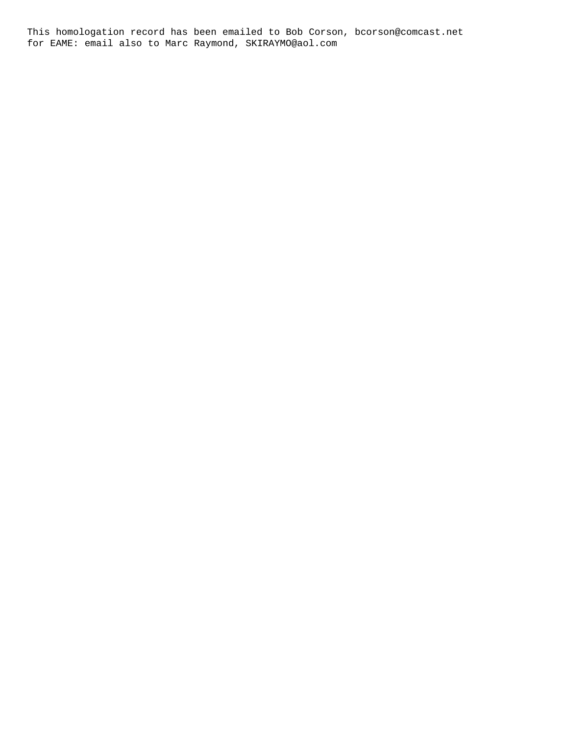This homologation record has been emailed to Bob Corson, bcorson@comcast.net
for EAME: email also to Marc Raymond, SKIRAYMO@aol.com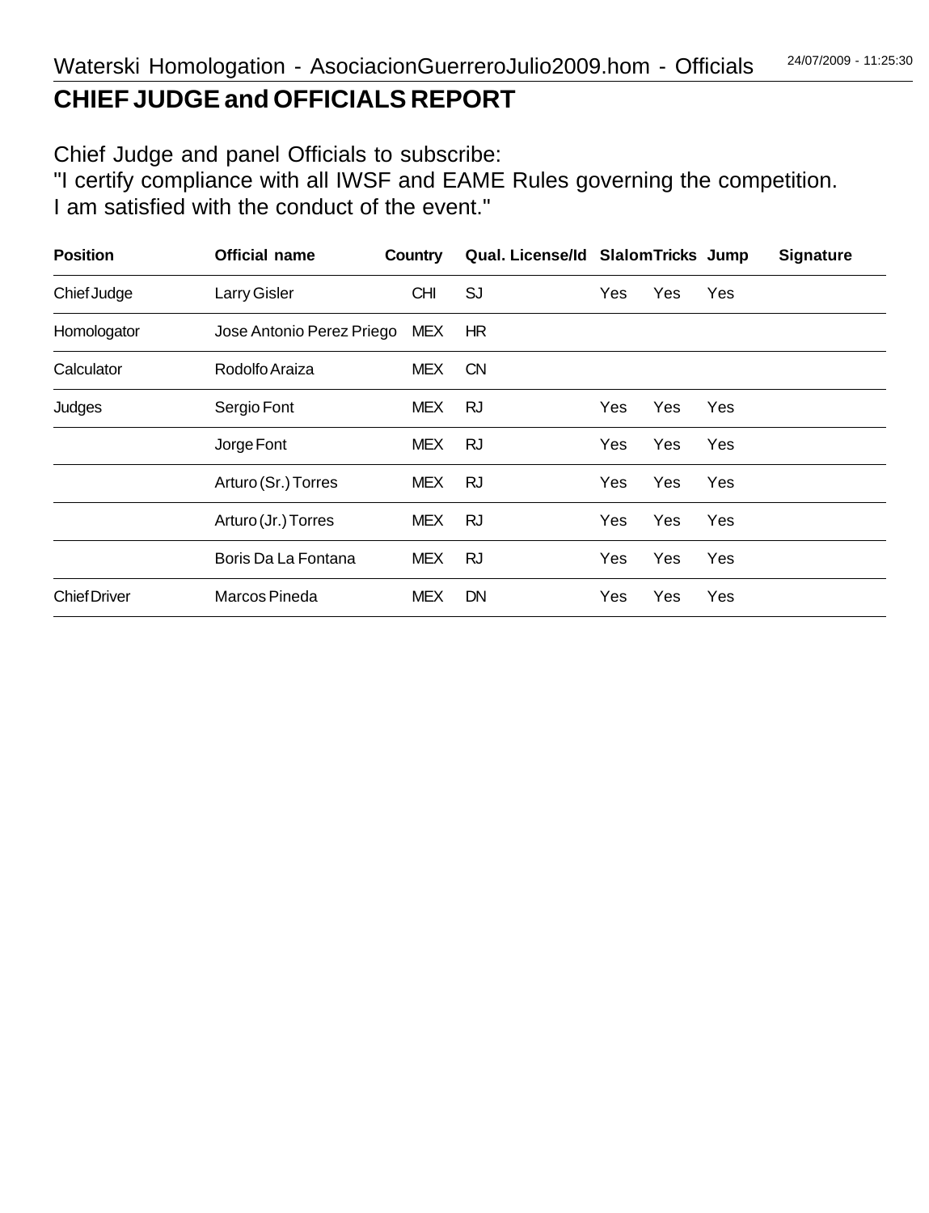Waterski Homologation - AsociacionGuerreroJulio2009.hom - Officials 24/07/2009 - 11:25:30

# CHIEF JUDGE and OFFICIALS REPORT

Chief Judge and panel Officials to subscribe:
"I certify compliance with all IWSF and EAME Rules governing the competition.
I am satisfied with the conduct of the event."

| Position | Official name | Country | Qual. License/Id | Slalom | Tricks | Jump | Signature |
|---|---|---|---|---|---|---|---|
| Chief Judge | Larry Gisler | CHI | SJ | Yes | Yes | Yes | |
| Homologator | Jose Antonio Perez Priego | MEX | HR | | | | |
| Calculator | Rodolfo Araiza | MEX | CN | | | | |
| Judges | Sergio Font | MEX | RJ | Yes | Yes | Yes | |
| | Jorge Font | MEX | RJ | Yes | Yes | Yes | |
| | Arturo (Sr.) Torres | MEX | RJ | Yes | Yes | Yes | |
| | Arturo (Jr.) Torres | MEX | RJ | Yes | Yes | Yes | |
| | Boris Da La Fontana | MEX | RJ | Yes | Yes | Yes | |
| Chief Driver | Marcos Pineda | MEX | DN | Yes | Yes | Yes | |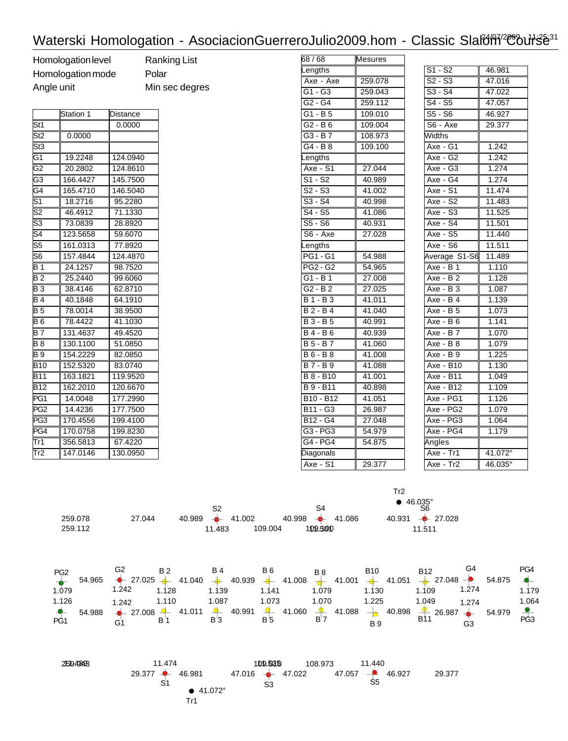# Waterski Homologation - AsociacionGuerreroJulio2009.hom - Classic Slalom Course

24/07/2009 - 11:25:31

| | |
|---|---|
| Homologation level | Ranking List |
| Homologation mode | Polar |
| Angle unit | Min sec degres |

| | Station 1 | Distance |
|---|---|---|
| St1 | | 0.0000 |
| St2 | 0.0000 | |
| St3 | | |
| G1 | 19.2248 | 124.0940 |
| G2 | 20.2802 | 124.8610 |
| G3 | 166.4427 | 145.7500 |
| G4 | 165.4710 | 146.5040 |
| S1 | 18.2716 | 95.2280 |
| S2 | 46.4912 | 71.1330 |
| S3 | 73.0839 | 28.8920 |
| S4 | 123.5658 | 59.6070 |
| S5 | 161.0313 | 77.8920 |
| S6 | 157.4844 | 124.4870 |
| B 1 | 24.1257 | 98.7520 |
| B 2 | 25.2440 | 99.6060 |
| B 3 | 38.4146 | 62.8710 |
| B 4 | 40.1848 | 64.1910 |
| B 5 | 78.0014 | 38.9500 |
| B 6 | 78.4422 | 41.1030 |
| B 7 | 131.4637 | 49.4520 |
| B 8 | 130.1100 | 51.0850 |
| B 9 | 154.2229 | 82.0850 |
| B10 | 152.5320 | 83.0740 |
| B11 | 163.1821 | 119.9520 |
| B12 | 162.2010 | 120.6670 |
| PG1 | 14.0048 | 177.2990 |
| PG2 | 14.4236 | 177.7500 |
| PG3 | 170.4556 | 199.4100 |
| PG4 | 170.0758 | 199.8230 |
| Tr1 | 356.5813 | 67.4220 |
| Tr2 | 147.0146 | 130.0950 |

| 68 / 68 | Mesures |
|---|---|
| Lengths | |
| Axe - Axe | 259.078 |
| G1 - G3 | 259.043 |
| G2 - G4 | 259.112 |
| G1 - B 5 | 109.010 |
| G2 - B 6 | 109.004 |
| G3 - B 7 | 108.973 |
| G4 - B 8 | 109.100 |
| Lengths | |
| Axe - S1 | 27.044 |
| S1 - S2 | 40.989 |
| S2 - S3 | 41.002 |
| S3 - S4 | 40.998 |
| S4 - S5 | 41.086 |
| S5 - S6 | 40.931 |
| S6 - Axe | 27.028 |
| Lengths | |
| PG1 - G1 | 54.988 |
| PG2 - G2 | 54.965 |
| G1 - B 1 | 27.008 |
| G2 - B 2 | 27.025 |
| B 1 - B 3 | 41.011 |
| B 2 - B 4 | 41.040 |
| B 3 - B 5 | 40.991 |
| B 4 - B 6 | 40.939 |
| B 5 - B 7 | 41.060 |
| B 6 - B 8 | 41.008 |
| B 7 - B 9 | 41.088 |
| B 8 - B10 | 41.001 |
| B 9 - B11 | 40.898 |
| B10 - B12 | 41.051 |
| B11 - G3 | 26.987 |
| B12 - G4 | 27.048 |
| G3 - PG3 | 54.979 |
| G4 - PG4 | 54.875 |
| Diagonals | |
| Axe - S1 | 29.377 |

| | |
|---|---|
| S1 - S2 | 46.981 |
| S2 - S3 | 47.016 |
| S3 - S4 | 47.022 |
| S4 - S5 | 47.057 |
| S5 - S6 | 46.927 |
| S6 - Axe | 29.377 |
| Widths | |
| Axe - G1 | 1.242 |
| Axe - G2 | 1.242 |
| Axe - G3 | 1.274 |
| Axe - G4 | 1.274 |
| Axe - S1 | 11.474 |
| Axe - S2 | 11.483 |
| Axe - S3 | 11.525 |
| Axe - S4 | 11.501 |
| Axe - S5 | 11.440 |
| Axe - S6 | 11.511 |
| Average S1-S6 | 11.489 |
| Axe - B 1 | 1.110 |
| Axe - B 2 | 1.128 |
| Axe - B 3 | 1.087 |
| Axe - B 4 | 1.139 |
| Axe - B 5 | 1.073 |
| Axe - B 6 | 1.141 |
| Axe - B 7 | 1.070 |
| Axe - B 8 | 1.079 |
| Axe - B 9 | 1.225 |
| Axe - B10 | 1.130 |
| Axe - B11 | 1.049 |
| Axe - B12 | 1.109 |
| Axe - PG1 | 1.126 |
| Axe - PG2 | 1.079 |
| Axe - PG3 | 1.064 |
| Axe - PG4 | 1.179 |
| Angles | |
| Axe - Tr1 | 41.072° |
| Axe - Tr2 | 46.035° |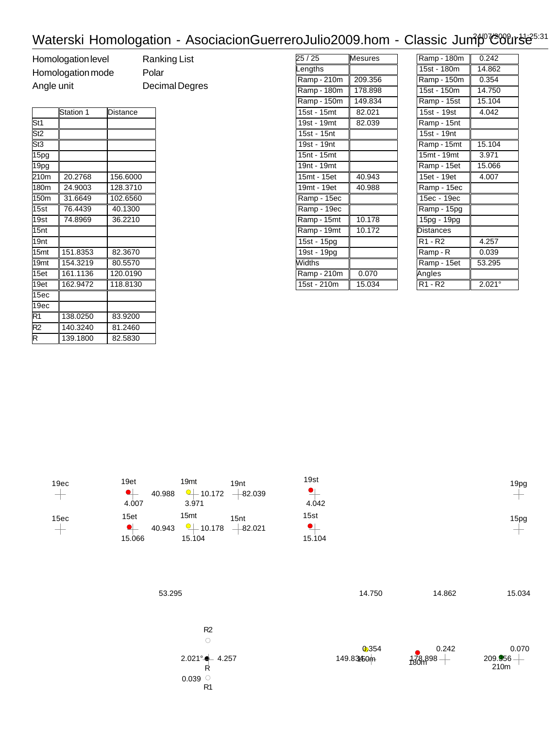# Waterski Homologation - AsociacionGuerreroJulio2009.hom - Classic Jump Course

24/07/2009 - 11:25:31

| | |
|---|---|
| Homologation level | Ranking List |
| Homologation mode | Polar |
| Angle unit | Decimal Degres |

| | Station 1 | Distance |
|---|---|---|
| St1 | | |
| St2 | | |
| St3 | | |
| 15pg | | |
| 19pg | | |
| 210m | 20.2768 | 156.6000 |
| 180m | 24.9003 | 128.3710 |
| 150m | 31.6649 | 102.6560 |
| 15st | 76.4439 | 40.1300 |
| 19st | 74.8969 | 36.2210 |
| 15nt | | |
| 19nt | | |
| 15mt | 151.8353 | 82.3670 |
| 19mt | 154.3219 | 80.5570 |
| 15et | 161.1136 | 120.0190 |
| 19et | 162.9472 | 118.8130 |
| 15ec | | |
| 19ec | | |
| R1 | 138.0250 | 83.9200 |
| R2 | 140.3240 | 81.2460 |
| R | 139.1800 | 82.5830 |

| 25 / 25 | Mesures |
|---|---|
| Lengths | |
| Ramp - 210m | 209.356 |
| Ramp - 180m | 178.898 |
| Ramp - 150m | 149.834 |
| 15st - 15mt | 82.021 |
| 19st - 19mt | 82.039 |
| 15st - 15nt | |
| 19st - 19nt | |
| 15nt - 15mt | |
| 19nt - 19mt | |
| 15mt - 15et | 40.943 |
| 19mt - 19et | 40.988 |
| Ramp - 15ec | |
| Ramp - 19ec | |
| Ramp - 15mt | 10.178 |
| Ramp - 19mt | 10.172 |
| 15st - 15pg | |
| 19st - 19pg | |
| Widths | |
| Ramp - 210m | 0.070 |
| 15st - 210m | 15.034 |

| | |
|---|---|
| Ramp - 180m | 0.242 |
| 15st - 180m | 14.862 |
| Ramp - 150m | 0.354 |
| 15st - 150m | 14.750 |
| Ramp - 15st | 15.104 |
| 15st - 19st | 4.042 |
| Ramp - 15nt | |
| 15st - 19nt | |
| Ramp - 15mt | 15.104 |
| 15mt - 19mt | 3.971 |
| Ramp - 15et | 15.066 |
| 15et - 19et | 4.007 |
| Ramp - 15ec | |
| 15ec - 19ec | |
| Ramp - 15pg | |
| 15pg - 19pg | |
| Distances | |
| R1 - R2 | 4.257 |
| Ramp - R | 0.039 |
| Ramp - 15et | 53.295 |
| Angles | |
| R1 - R2 | 2.021° |

19ec 19et 19mt 19nt 19st 19pg
40.988 10.172 82.039
4.007 3.971 4.042
15ec 15et 15mt 15nt 15st 15pg
40.943 10.178 82.021
15.066 15.104 15.104

53.295 14.750 14.862 15.034

R2
2.021° R 4.257
0.039 R1
0.354 0.242 0.070
149.834 150m 178.898 180m 209.356 210m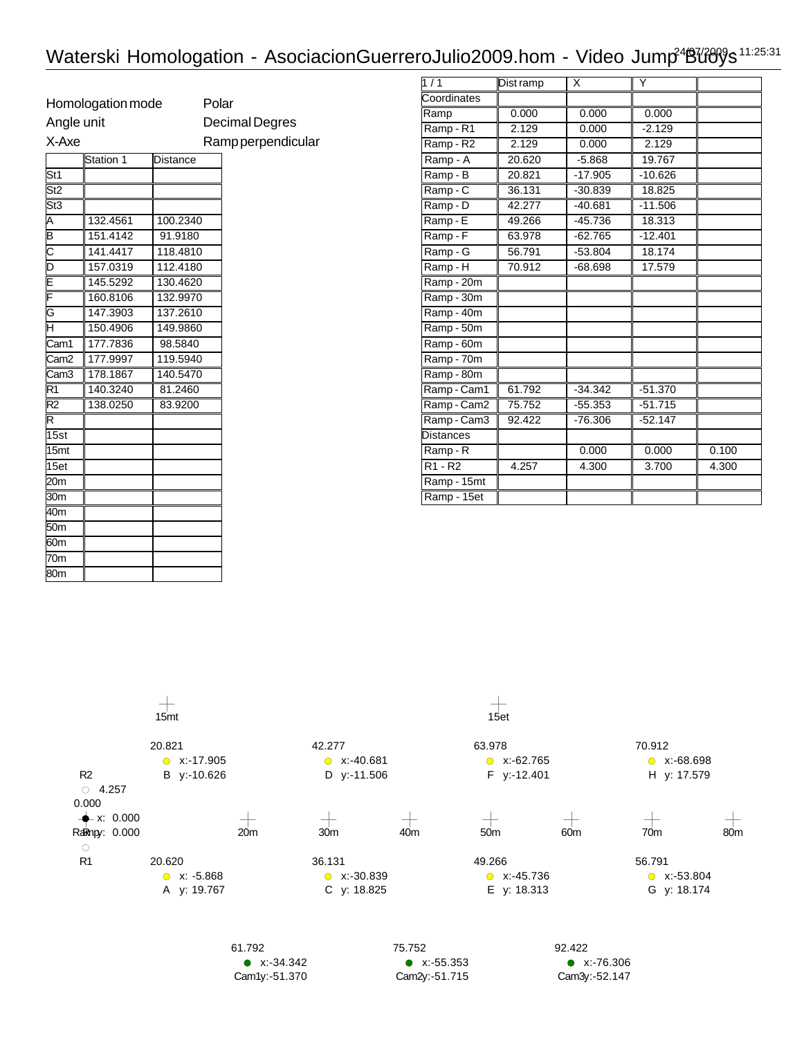# Waterski Homologation - AsociacionGuerreroJulio2009.hom - Video Jump Buoys

24/07/2009 - 11:25:31

Homologation mode: Polar

Angle unit: Decimal Degres

X-Axe: Ramp perpendicular

| | Station 1 | Distance |
|---|---|---|
| St1 | | |
| St2 | | |
| St3 | | |
| A | 132.4561 | 100.2340 |
| B | 151.4142 | 91.9180 |
| C | 141.4417 | 118.4810 |
| D | 157.0319 | 112.4180 |
| E | 145.5292 | 130.4620 |
| F | 160.8106 | 132.9970 |
| G | 147.3903 | 137.2610 |
| H | 150.4906 | 149.9860 |
| Cam1 | 177.7836 | 98.5840 |
| Cam2 | 177.9997 | 119.5940 |
| Cam3 | 178.1867 | 140.5470 |
| R1 | 140.3240 | 81.2460 |
| R2 | 138.0250 | 83.9200 |
| R | | |
| 15st | | |
| 15mt | | |
| 15et | | |
| 20m | | |
| 30m | | |
| 40m | | |
| 50m | | |
| 60m | | |
| 70m | | |
| 80m | | |

| 1 / 1 | Dist ramp | X | Y | |
|---|---|---|---|---|
| Coordinates | | | | |
| Ramp | 0.000 | 0.000 | 0.000 | |
| Ramp - R1 | 2.129 | 0.000 | -2.129 | |
| Ramp - R2 | 2.129 | 0.000 | 2.129 | |
| Ramp - A | 20.620 | -5.868 | 19.767 | |
| Ramp - B | 20.821 | -17.905 | -10.626 | |
| Ramp - C | 36.131 | -30.839 | 18.825 | |
| Ramp - D | 42.277 | -40.681 | -11.506 | |
| Ramp - E | 49.266 | -45.736 | 18.313 | |
| Ramp - F | 63.978 | -62.765 | -12.401 | |
| Ramp - G | 56.791 | -53.804 | 18.174 | |
| Ramp - H | 70.912 | -68.698 | 17.579 | |
| Ramp - 20m | | | | |
| Ramp - 30m | | | | |
| Ramp - 40m | | | | |
| Ramp - 50m | | | | |
| Ramp - 60m | | | | |
| Ramp - 70m | | | | |
| Ramp - 80m | | | | |
| Ramp - Cam1 | 61.792 | -34.342 | -51.370 | |
| Ramp - Cam2 | 75.752 | -55.353 | -51.715 | |
| Ramp - Cam3 | 92.422 | -76.306 | -52.147 | |
| Distances | | | | |
| Ramp - R | | 0.000 | 0.000 | 0.100 |
| R1 - R2 | 4.257 | 4.300 | 3.700 | 4.300 |
| Ramp - 15mt | | | | |
| Ramp - 15et | | | | |

15mt

15et

R2 4.257

0.000

Ramp x: 0.000 y: 0.000

R1

20.821 B x:-17.905 y:-10.626

42.277 D x:-40.681 y:-11.506

63.978 F x:-62.765 y:-12.401

70.912 H x:-68.698 y: 17.579

20m 30m 40m 50m 60m 70m 80m

20.620 A x: -5.868 y: 19.767

36.131 C x:-30.839 y: 18.825

49.266 E x:-45.736 y: 18.313

56.791 G x:-53.804 y: 18.174

61.792 Cam1 x:-34.342 y:-51.370

75.752 Cam2 x:-55.353 y:-51.715

92.422 Cam3 x:-76.306 y:-52.147